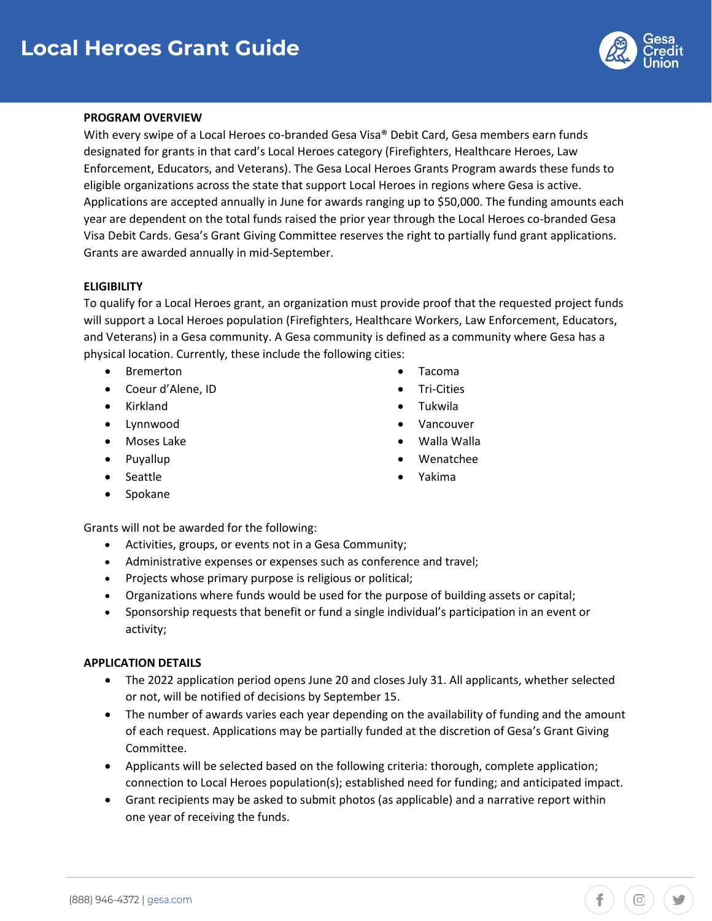# Local Heroes Grant Guide

Gesa Credit Union

**PROGRAM OVERVIEW**

With every swipe of a Local Heroes co-branded Gesa Visa® Debit Card, Gesa members earn funds designated for grants in that card's Local Heroes category (Firefighters, Healthcare Heroes, Law Enforcement, Educators, and Veterans). The Gesa Local Heroes Grants Program awards these funds to eligible organizations across the state that support Local Heroes in regions where Gesa is active. Applications are accepted annually in June for awards ranging up to $50,000. The funding amounts each year are dependent on the total funds raised the prior year through the Local Heroes co-branded Gesa Visa Debit Cards. Gesa's Grant Giving Committee reserves the right to partially fund grant applications. Grants are awarded annually in mid-September.

**ELIGIBILITY**

To qualify for a Local Heroes grant, an organization must provide proof that the requested project funds will support a Local Heroes population (Firefighters, Healthcare Workers, Law Enforcement, Educators, and Veterans) in a Gesa community. A Gesa community is defined as a community where Gesa has a physical location. Currently, these include the following cities:

- Bremerton
- Coeur d'Alene, ID
- Kirkland
- Lynnwood
- Moses Lake
- Puyallup
- Seattle
- Spokane
- Tacoma
- Tri-Cities
- Tukwila
- Vancouver
- Walla Walla
- Wenatchee
- Yakima

Grants will not be awarded for the following:

- Activities, groups, or events not in a Gesa Community;
- Administrative expenses or expenses such as conference and travel;
- Projects whose primary purpose is religious or political;
- Organizations where funds would be used for the purpose of building assets or capital;
- Sponsorship requests that benefit or fund a single individual's participation in an event or activity;

**APPLICATION DETAILS**

- The 2022 application period opens June 20 and closes July 31. All applicants, whether selected or not, will be notified of decisions by September 15.
- The number of awards varies each year depending on the availability of funding and the amount of each request. Applications may be partially funded at the discretion of Gesa's Grant Giving Committee.
- Applicants will be selected based on the following criteria: thorough, complete application; connection to Local Heroes population(s); established need for funding; and anticipated impact.
- Grant recipients may be asked to submit photos (as applicable) and a narrative report within one year of receiving the funds.

(888) 946-4372 | gesa.com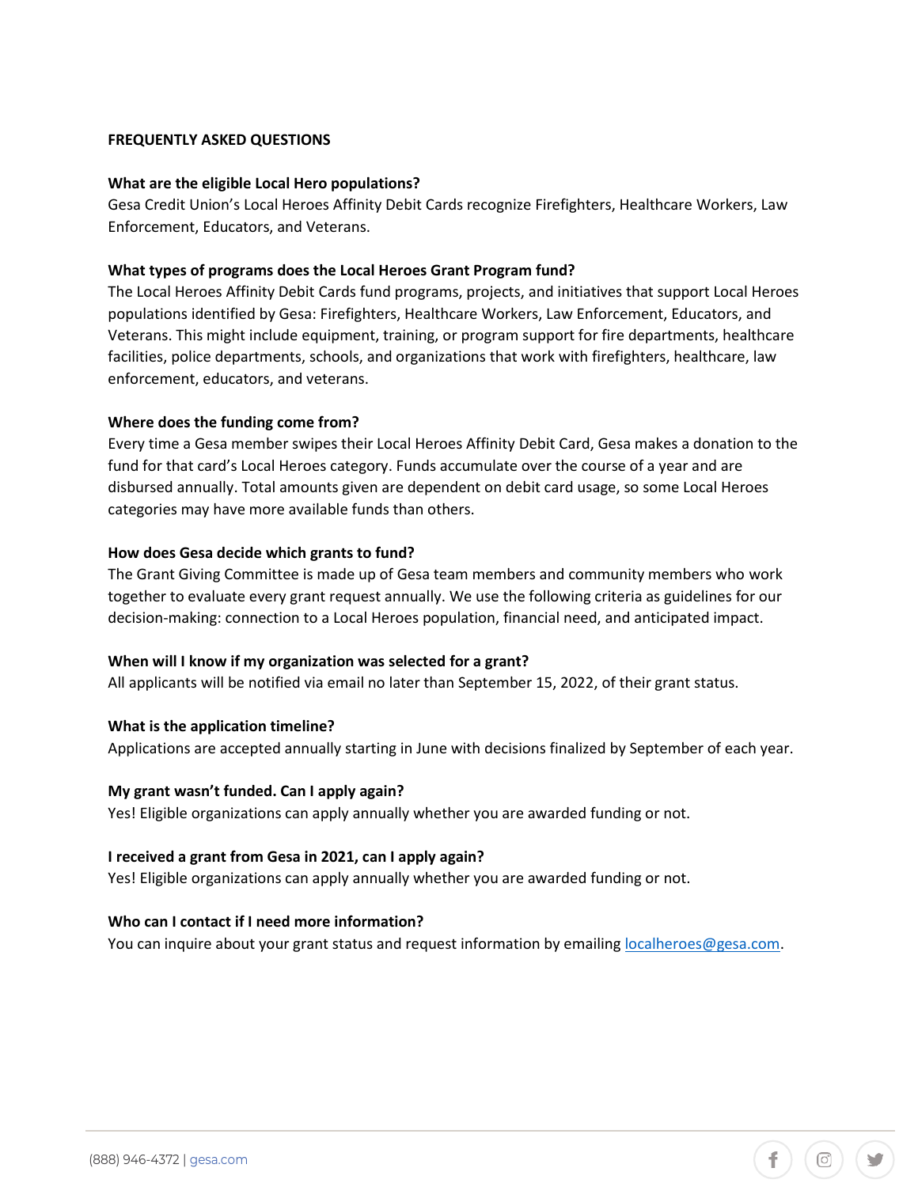## FREQUENTLY ASKED QUESTIONS

**What are the eligible Local Hero populations?**

Gesa Credit Union's Local Heroes Affinity Debit Cards recognize Firefighters, Healthcare Workers, Law Enforcement, Educators, and Veterans.

**What types of programs does the Local Heroes Grant Program fund?**

The Local Heroes Affinity Debit Cards fund programs, projects, and initiatives that support Local Heroes populations identified by Gesa: Firefighters, Healthcare Workers, Law Enforcement, Educators, and Veterans. This might include equipment, training, or program support for fire departments, healthcare facilities, police departments, schools, and organizations that work with firefighters, healthcare, law enforcement, educators, and veterans.

**Where does the funding come from?**

Every time a Gesa member swipes their Local Heroes Affinity Debit Card, Gesa makes a donation to the fund for that card's Local Heroes category. Funds accumulate over the course of a year and are disbursed annually. Total amounts given are dependent on debit card usage, so some Local Heroes categories may have more available funds than others.

**How does Gesa decide which grants to fund?**

The Grant Giving Committee is made up of Gesa team members and community members who work together to evaluate every grant request annually. We use the following criteria as guidelines for our decision-making: connection to a Local Heroes population, financial need, and anticipated impact.

**When will I know if my organization was selected for a grant?**

All applicants will be notified via email no later than September 15, 2022, of their grant status.

**What is the application timeline?**

Applications are accepted annually starting in June with decisions finalized by September of each year.

**My grant wasn't funded. Can I apply again?**

Yes! Eligible organizations can apply annually whether you are awarded funding or not.

**I received a grant from Gesa in 2021, can I apply again?**

Yes! Eligible organizations can apply annually whether you are awarded funding or not.

**Who can I contact if I need more information?**

You can inquire about your grant status and request information by emailing localheroes@gesa.com.

(888) 946-4372 | gesa.com